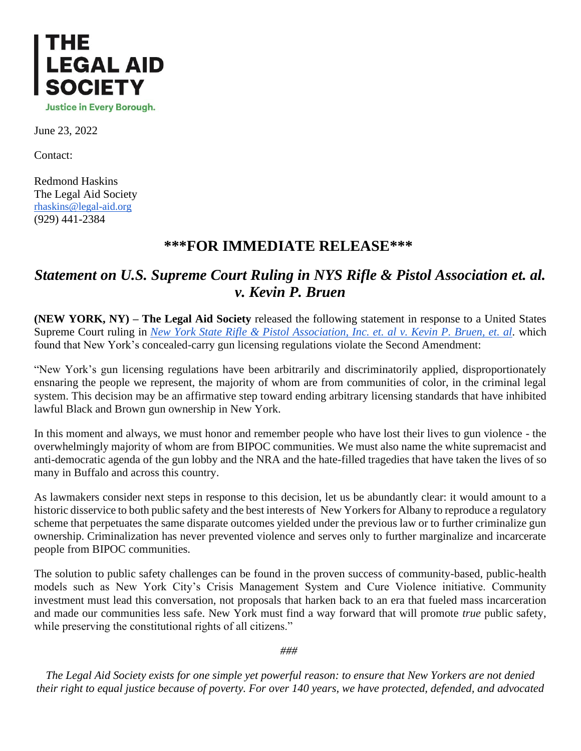# THE LEGAL AID SOCIETY

**Justice in Every Borough.**

June 23, 2022

Contact:

Redmond Haskins
The Legal Aid Society
rhaskins@legal-aid.org
(929) 441-2384

## ***FOR IMMEDIATE RELEASE***

## *Statement on U.S. Supreme Court Ruling in NYS Rifle & Pistol Association et. al. v. Kevin P. Bruen*

**(NEW YORK, NY) – The Legal Aid Society** released the following statement in response to a United States Supreme Court ruling in *New York State Rifle & Pistol Association, Inc. et. al v. Kevin P. Bruen, et. al*. which found that New York's concealed-carry gun licensing regulations violate the Second Amendment:

"New York's gun licensing regulations have been arbitrarily and discriminatorily applied, disproportionately ensnaring the people we represent, the majority of whom are from communities of color, in the criminal legal system. This decision may be an affirmative step toward ending arbitrary licensing standards that have inhibited lawful Black and Brown gun ownership in New York.

In this moment and always, we must honor and remember people who have lost their lives to gun violence - the overwhelmingly majority of whom are from BIPOC communities. We must also name the white supremacist and anti-democratic agenda of the gun lobby and the NRA and the hate-filled tragedies that have taken the lives of so many in Buffalo and across this country.

As lawmakers consider next steps in response to this decision, let us be abundantly clear: it would amount to a historic disservice to both public safety and the best interests of New Yorkers for Albany to reproduce a regulatory scheme that perpetuates the same disparate outcomes yielded under the previous law or to further criminalize gun ownership. Criminalization has never prevented violence and serves only to further marginalize and incarcerate people from BIPOC communities.

The solution to public safety challenges can be found in the proven success of community-based, public-health models such as New York City's Crisis Management System and Cure Violence initiative. Community investment must lead this conversation, not proposals that harken back to an era that fueled mass incarceration and made our communities less safe. New York must find a way forward that will promote *true* public safety, while preserving the constitutional rights of all citizens."

###

*The Legal Aid Society exists for one simple yet powerful reason: to ensure that New Yorkers are not denied their right to equal justice because of poverty. For over 140 years, we have protected, defended, and advocated*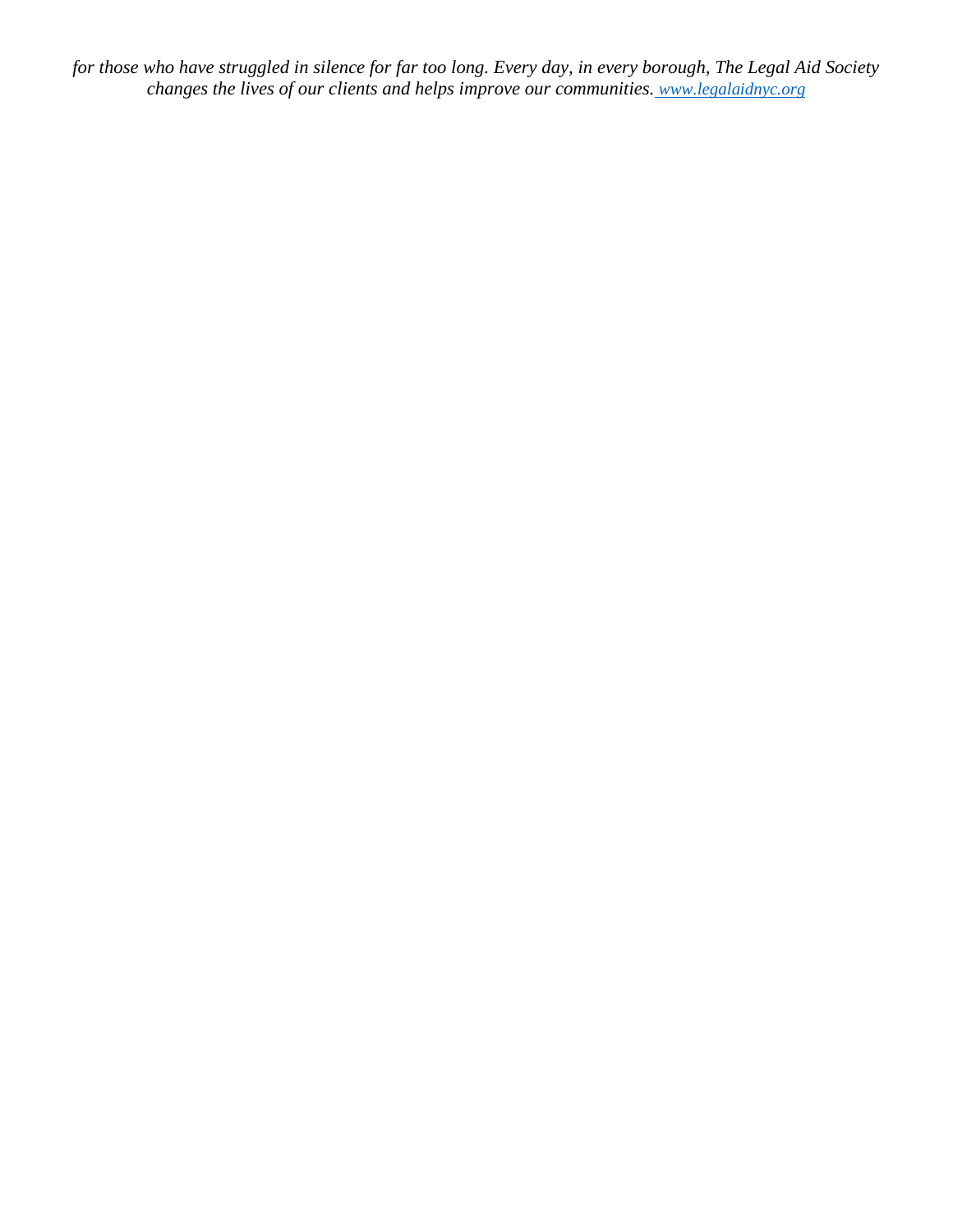*for those who have struggled in silence for far too long. Every day, in every borough, The Legal Aid Society changes the lives of our clients and helps improve our communities. [www.legalaidnyc.org](http://www.legalaidnyc.org)*